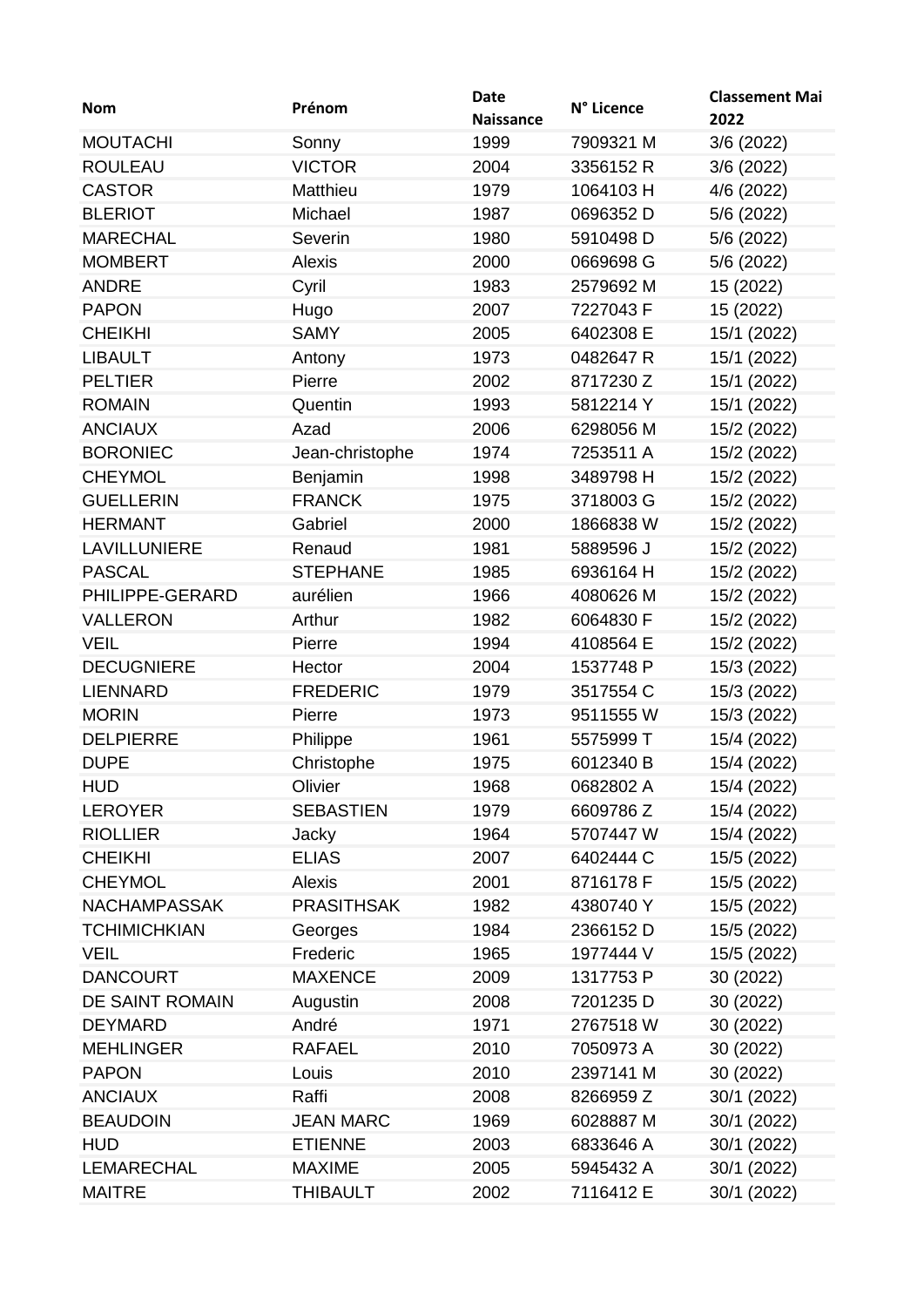| Nom | Prénom | Date Naissance | N° Licence | Classement Mai 2022 |
|---|---|---|---|---|
| MOUTACHI | Sonny | 1999 | 7909321 M | 3/6 (2022) |
| ROULEAU | VICTOR | 2004 | 3356152 R | 3/6 (2022) |
| CASTOR | Matthieu | 1979 | 1064103 H | 4/6 (2022) |
| BLERIOT | Michael | 1987 | 0696352 D | 5/6 (2022) |
| MARECHAL | Severin | 1980 | 5910498 D | 5/6 (2022) |
| MOMBERT | Alexis | 2000 | 0669698 G | 5/6 (2022) |
| ANDRE | Cyril | 1983 | 2579692 M | 15 (2022) |
| PAPON | Hugo | 2007 | 7227043 F | 15 (2022) |
| CHEIKHI | SAMY | 2005 | 6402308 E | 15/1 (2022) |
| LIBAULT | Antony | 1973 | 0482647 R | 15/1 (2022) |
| PELTIER | Pierre | 2002 | 8717230 Z | 15/1 (2022) |
| ROMAIN | Quentin | 1993 | 5812214 Y | 15/1 (2022) |
| ANCIAUX | Azad | 2006 | 6298056 M | 15/2 (2022) |
| BORONIEC | Jean-christophe | 1974 | 7253511 A | 15/2 (2022) |
| CHEYMOL | Benjamin | 1998 | 3489798 H | 15/2 (2022) |
| GUELLERIN | FRANCK | 1975 | 3718003 G | 15/2 (2022) |
| HERMANT | Gabriel | 2000 | 1866838 W | 15/2 (2022) |
| LAVILLUNIERE | Renaud | 1981 | 5889596 J | 15/2 (2022) |
| PASCAL | STEPHANE | 1985 | 6936164 H | 15/2 (2022) |
| PHILIPPE-GERARD | aurélien | 1966 | 4080626 M | 15/2 (2022) |
| VALLERON | Arthur | 1982 | 6064830 F | 15/2 (2022) |
| VEIL | Pierre | 1994 | 4108564 E | 15/2 (2022) |
| DECUGNIERE | Hector | 2004 | 1537748 P | 15/3 (2022) |
| LIENNARD | FREDERIC | 1979 | 3517554 C | 15/3 (2022) |
| MORIN | Pierre | 1973 | 9511555 W | 15/3 (2022) |
| DELPIERRE | Philippe | 1961 | 5575999 T | 15/4 (2022) |
| DUPE | Christophe | 1975 | 6012340 B | 15/4 (2022) |
| HUD | Olivier | 1968 | 0682802 A | 15/4 (2022) |
| LEROYER | SEBASTIEN | 1979 | 6609786 Z | 15/4 (2022) |
| RIOLLIER | Jacky | 1964 | 5707447 W | 15/4 (2022) |
| CHEIKHI | ELIAS | 2007 | 6402444 C | 15/5 (2022) |
| CHEYMOL | Alexis | 2001 | 8716178 F | 15/5 (2022) |
| NACHAMPASSAK | PRASITHSAK | 1982 | 4380740 Y | 15/5 (2022) |
| TCHIMICHKIAN | Georges | 1984 | 2366152 D | 15/5 (2022) |
| VEIL | Frederic | 1965 | 1977444 V | 15/5 (2022) |
| DANCOURT | MAXENCE | 2009 | 1317753 P | 30 (2022) |
| DE SAINT ROMAIN | Augustin | 2008 | 7201235 D | 30 (2022) |
| DEYMARD | André | 1971 | 2767518 W | 30 (2022) |
| MEHLINGER | RAFAEL | 2010 | 7050973 A | 30 (2022) |
| PAPON | Louis | 2010 | 2397141 M | 30 (2022) |
| ANCIAUX | Raffi | 2008 | 8266959 Z | 30/1 (2022) |
| BEAUDOIN | JEAN MARC | 1969 | 6028887 M | 30/1 (2022) |
| HUD | ETIENNE | 2003 | 6833646 A | 30/1 (2022) |
| LEMARECHAL | MAXIME | 2005 | 5945432 A | 30/1 (2022) |
| MAITRE | THIBAULT | 2002 | 7116412 E | 30/1 (2022) |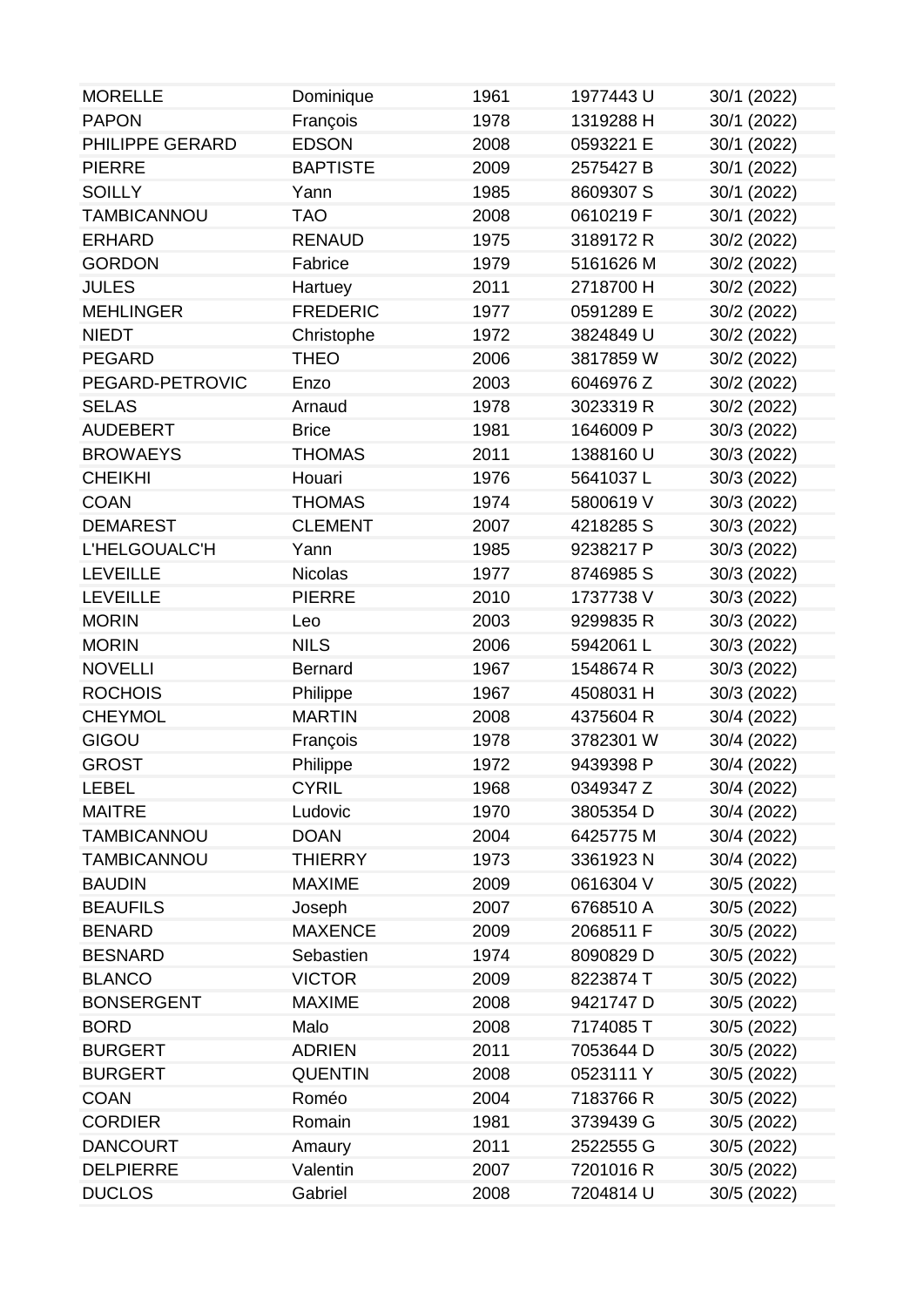| | | | | |
|---|---|---|---|---|
| MORELLE | Dominique | 1961 | 1977443 U | 30/1 (2022) |
| PAPON | François | 1978 | 1319288 H | 30/1 (2022) |
| PHILIPPE GERARD | EDSON | 2008 | 0593221 E | 30/1 (2022) |
| PIERRE | BAPTISTE | 2009 | 2575427 B | 30/1 (2022) |
| SOILLY | Yann | 1985 | 8609307 S | 30/1 (2022) |
| TAMBICANNOU | TAO | 2008 | 0610219 F | 30/1 (2022) |
| ERHARD | RENAUD | 1975 | 3189172 R | 30/2 (2022) |
| GORDON | Fabrice | 1979 | 5161626 M | 30/2 (2022) |
| JULES | Hartuey | 2011 | 2718700 H | 30/2 (2022) |
| MEHLINGER | FREDERIC | 1977 | 0591289 E | 30/2 (2022) |
| NIEDT | Christophe | 1972 | 3824849 U | 30/2 (2022) |
| PEGARD | THEO | 2006 | 3817859 W | 30/2 (2022) |
| PEGARD-PETROVIC | Enzo | 2003 | 6046976 Z | 30/2 (2022) |
| SELAS | Arnaud | 1978 | 3023319 R | 30/2 (2022) |
| AUDEBERT | Brice | 1981 | 1646009 P | 30/3 (2022) |
| BROWAEYS | THOMAS | 2011 | 1388160 U | 30/3 (2022) |
| CHEIKHI | Houari | 1976 | 5641037 L | 30/3 (2022) |
| COAN | THOMAS | 1974 | 5800619 V | 30/3 (2022) |
| DEMAREST | CLEMENT | 2007 | 4218285 S | 30/3 (2022) |
| L'HELGOUALC'H | Yann | 1985 | 9238217 P | 30/3 (2022) |
| LEVEILLE | Nicolas | 1977 | 8746985 S | 30/3 (2022) |
| LEVEILLE | PIERRE | 2010 | 1737738 V | 30/3 (2022) |
| MORIN | Leo | 2003 | 9299835 R | 30/3 (2022) |
| MORIN | NILS | 2006 | 5942061 L | 30/3 (2022) |
| NOVELLI | Bernard | 1967 | 1548674 R | 30/3 (2022) |
| ROCHOIS | Philippe | 1967 | 4508031 H | 30/3 (2022) |
| CHEYMOL | MARTIN | 2008 | 4375604 R | 30/4 (2022) |
| GIGOU | François | 1978 | 3782301 W | 30/4 (2022) |
| GROST | Philippe | 1972 | 9439398 P | 30/4 (2022) |
| LEBEL | CYRIL | 1968 | 0349347 Z | 30/4 (2022) |
| MAITRE | Ludovic | 1970 | 3805354 D | 30/4 (2022) |
| TAMBICANNOU | DOAN | 2004 | 6425775 M | 30/4 (2022) |
| TAMBICANNOU | THIERRY | 1973 | 3361923 N | 30/4 (2022) |
| BAUDIN | MAXIME | 2009 | 0616304 V | 30/5 (2022) |
| BEAUFILS | Joseph | 2007 | 6768510 A | 30/5 (2022) |
| BENARD | MAXENCE | 2009 | 2068511 F | 30/5 (2022) |
| BESNARD | Sebastien | 1974 | 8090829 D | 30/5 (2022) |
| BLANCO | VICTOR | 2009 | 8223874 T | 30/5 (2022) |
| BONSERGENT | MAXIME | 2008 | 9421747 D | 30/5 (2022) |
| BORD | Malo | 2008 | 7174085 T | 30/5 (2022) |
| BURGERT | ADRIEN | 2011 | 7053644 D | 30/5 (2022) |
| BURGERT | QUENTIN | 2008 | 0523111 Y | 30/5 (2022) |
| COAN | Roméo | 2004 | 7183766 R | 30/5 (2022) |
| CORDIER | Romain | 1981 | 3739439 G | 30/5 (2022) |
| DANCOURT | Amaury | 2011 | 2522555 G | 30/5 (2022) |
| DELPIERRE | Valentin | 2007 | 7201016 R | 30/5 (2022) |
| DUCLOS | Gabriel | 2008 | 7204814 U | 30/5 (2022) |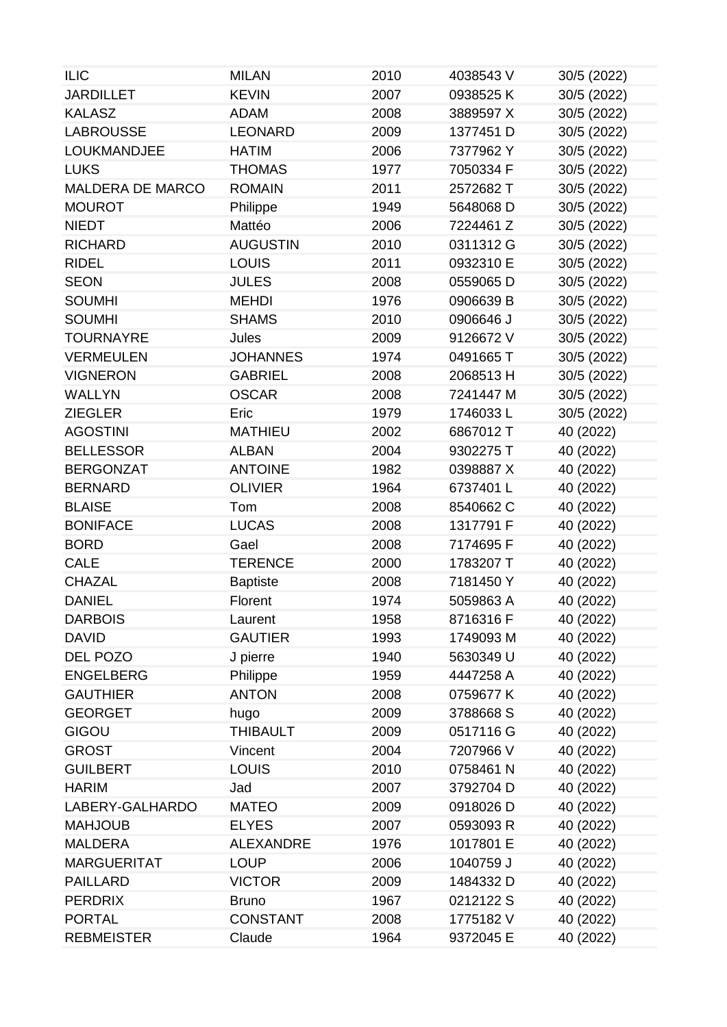| | | | | |
|---|---|---|---|---|
| ILIC | MILAN | 2010 | 4038543 V | 30/5 (2022) |
| JARDILLET | KEVIN | 2007 | 0938525 K | 30/5 (2022) |
| KALASZ | ADAM | 2008 | 3889597 X | 30/5 (2022) |
| LABROUSSE | LEONARD | 2009 | 1377451 D | 30/5 (2022) |
| LOUKMANDJEE | HATIM | 2006 | 7377962 Y | 30/5 (2022) |
| LUKS | THOMAS | 1977 | 7050334 F | 30/5 (2022) |
| MALDERA DE MARCO | ROMAIN | 2011 | 2572682 T | 30/5 (2022) |
| MOUROT | Philippe | 1949 | 5648068 D | 30/5 (2022) |
| NIEDT | Mattéo | 2006 | 7224461 Z | 30/5 (2022) |
| RICHARD | AUGUSTIN | 2010 | 0311312 G | 30/5 (2022) |
| RIDEL | LOUIS | 2011 | 0932310 E | 30/5 (2022) |
| SEON | JULES | 2008 | 0559065 D | 30/5 (2022) |
| SOUMHI | MEHDI | 1976 | 0906639 B | 30/5 (2022) |
| SOUMHI | SHAMS | 2010 | 0906646 J | 30/5 (2022) |
| TOURNAYRE | Jules | 2009 | 9126672 V | 30/5 (2022) |
| VERMEULEN | JOHANNES | 1974 | 0491665 T | 30/5 (2022) |
| VIGNERON | GABRIEL | 2008 | 2068513 H | 30/5 (2022) |
| WALLYN | OSCAR | 2008 | 7241447 M | 30/5 (2022) |
| ZIEGLER | Eric | 1979 | 1746033 L | 30/5 (2022) |
| AGOSTINI | MATHIEU | 2002 | 6867012 T | 40 (2022) |
| BELLESSOR | ALBAN | 2004 | 9302275 T | 40 (2022) |
| BERGONZAT | ANTOINE | 1982 | 0398887 X | 40 (2022) |
| BERNARD | OLIVIER | 1964 | 6737401 L | 40 (2022) |
| BLAISE | Tom | 2008 | 8540662 C | 40 (2022) |
| BONIFACE | LUCAS | 2008 | 1317791 F | 40 (2022) |
| BORD | Gael | 2008 | 7174695 F | 40 (2022) |
| CALE | TERENCE | 2000 | 1783207 T | 40 (2022) |
| CHAZAL | Baptiste | 2008 | 7181450 Y | 40 (2022) |
| DANIEL | Florent | 1974 | 5059863 A | 40 (2022) |
| DARBOIS | Laurent | 1958 | 8716316 F | 40 (2022) |
| DAVID | GAUTIER | 1993 | 1749093 M | 40 (2022) |
| DEL POZO | J pierre | 1940 | 5630349 U | 40 (2022) |
| ENGELBERG | Philippe | 1959 | 4447258 A | 40 (2022) |
| GAUTHIER | ANTON | 2008 | 0759677 K | 40 (2022) |
| GEORGET | hugo | 2009 | 3788668 S | 40 (2022) |
| GIGOU | THIBAULT | 2009 | 0517116 G | 40 (2022) |
| GROST | Vincent | 2004 | 7207966 V | 40 (2022) |
| GUILBERT | LOUIS | 2010 | 0758461 N | 40 (2022) |
| HARIM | Jad | 2007 | 3792704 D | 40 (2022) |
| LABERY-GALHARDO | MATEO | 2009 | 0918026 D | 40 (2022) |
| MAHJOUB | ELYES | 2007 | 0593093 R | 40 (2022) |
| MALDERA | ALEXANDRE | 1976 | 1017801 E | 40 (2022) |
| MARGUERITAT | LOUP | 2006 | 1040759 J | 40 (2022) |
| PAILLARD | VICTOR | 2009 | 1484332 D | 40 (2022) |
| PERDRIX | Bruno | 1967 | 0212122 S | 40 (2022) |
| PORTAL | CONSTANT | 2008 | 1775182 V | 40 (2022) |
| REBMEISTER | Claude | 1964 | 9372045 E | 40 (2022) |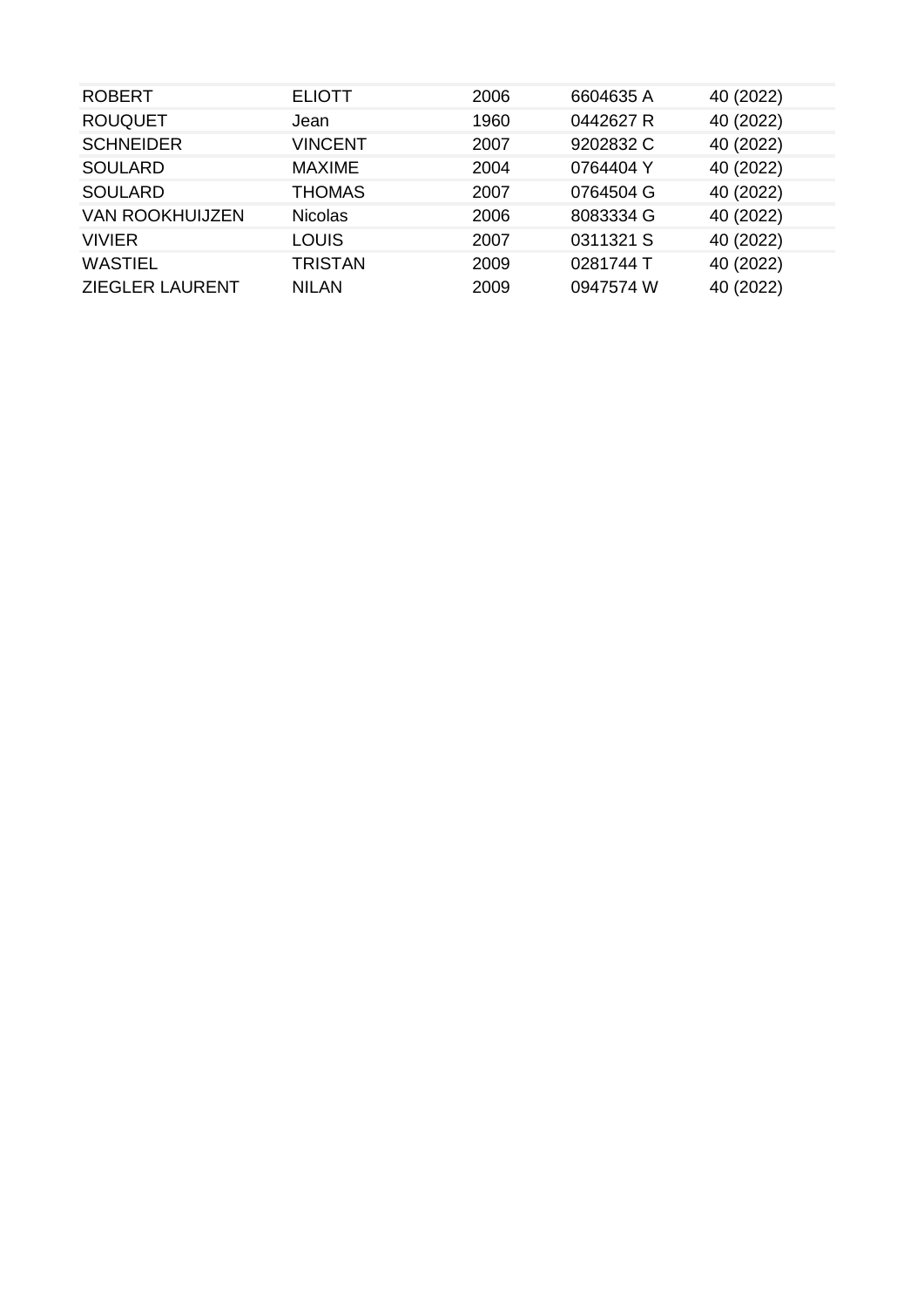| | | | | |
|---|---|---|---|---|
| ROBERT | ELIOTT | 2006 | 6604635 A | 40 (2022) |
| ROUQUET | Jean | 1960 | 0442627 R | 40 (2022) |
| SCHNEIDER | VINCENT | 2007 | 9202832 C | 40 (2022) |
| SOULARD | MAXIME | 2004 | 0764404 Y | 40 (2022) |
| SOULARD | THOMAS | 2007 | 0764504 G | 40 (2022) |
| VAN ROOKHUIJZEN | Nicolas | 2006 | 8083334 G | 40 (2022) |
| VIVIER | LOUIS | 2007 | 0311321 S | 40 (2022) |
| WASTIEL | TRISTAN | 2009 | 0281744 T | 40 (2022) |
| ZIEGLER LAURENT | NILAN | 2009 | 0947574 W | 40 (2022) |